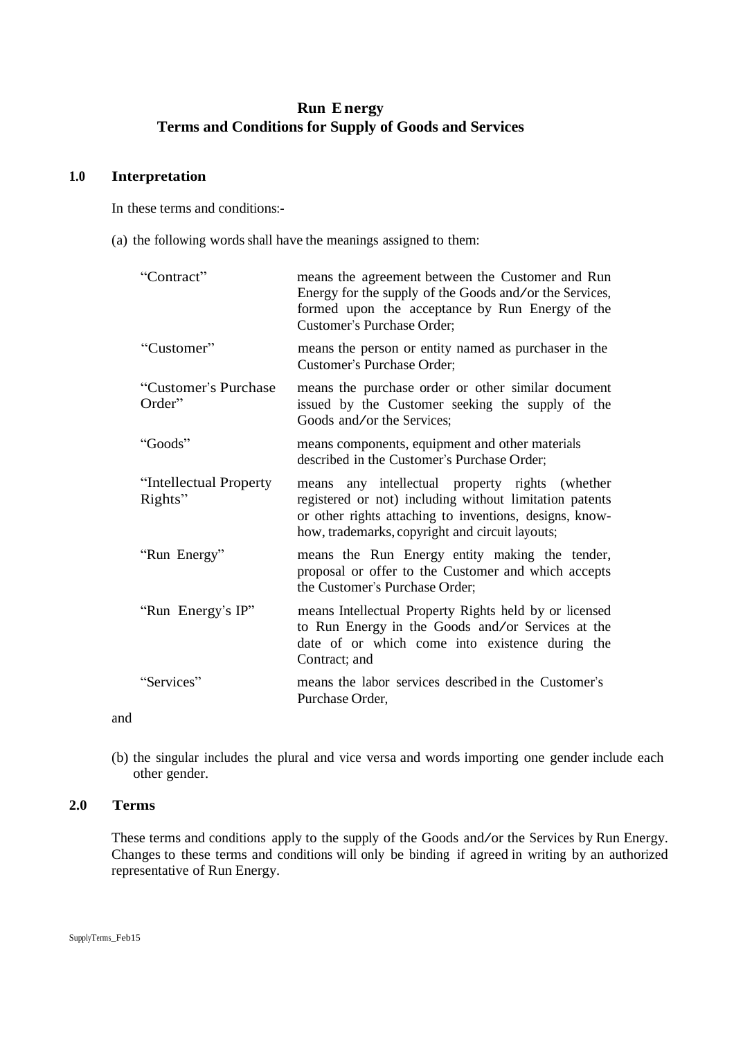# Run Energy
## Terms and Conditions for Supply of Goods and Services

### 1.0 Interpretation

In these terms and conditions:-

(a) the following words shall have the meanings assigned to them:

| | |
|---|---|
| "Contract" | means the agreement between the Customer and Run Energy for the supply of the Goods and/or the Services, formed upon the acceptance by Run Energy of the Customer's Purchase Order; |
| "Customer" | means the person or entity named as purchaser in the Customer's Purchase Order; |
| "Customer's Purchase Order" | means the purchase order or other similar document issued by the Customer seeking the supply of the Goods and/or the Services; |
| "Goods" | means components, equipment and other materials described in the Customer's Purchase Order; |
| "Intellectual Property Rights" | means any intellectual property rights (whether registered or not) including without limitation patents or other rights attaching to inventions, designs, know-how, trademarks, copyright and circuit layouts; |
| "Run Energy" | means the Run Energy entity making the tender, proposal or offer to the Customer and which accepts the Customer's Purchase Order; |
| "Run Energy's IP" | means Intellectual Property Rights held by or licensed to Run Energy in the Goods and/or Services at the date of or which come into existence during the Contract; and |
| "Services" | means the labor services described in the Customer's Purchase Order, |

and

(b) the singular includes the plural and vice versa and words importing one gender include each other gender.

### 2.0 Terms

These terms and conditions apply to the supply of the Goods and/or the Services by Run Energy. Changes to these terms and conditions will only be binding if agreed in writing by an authorized representative of Run Energy.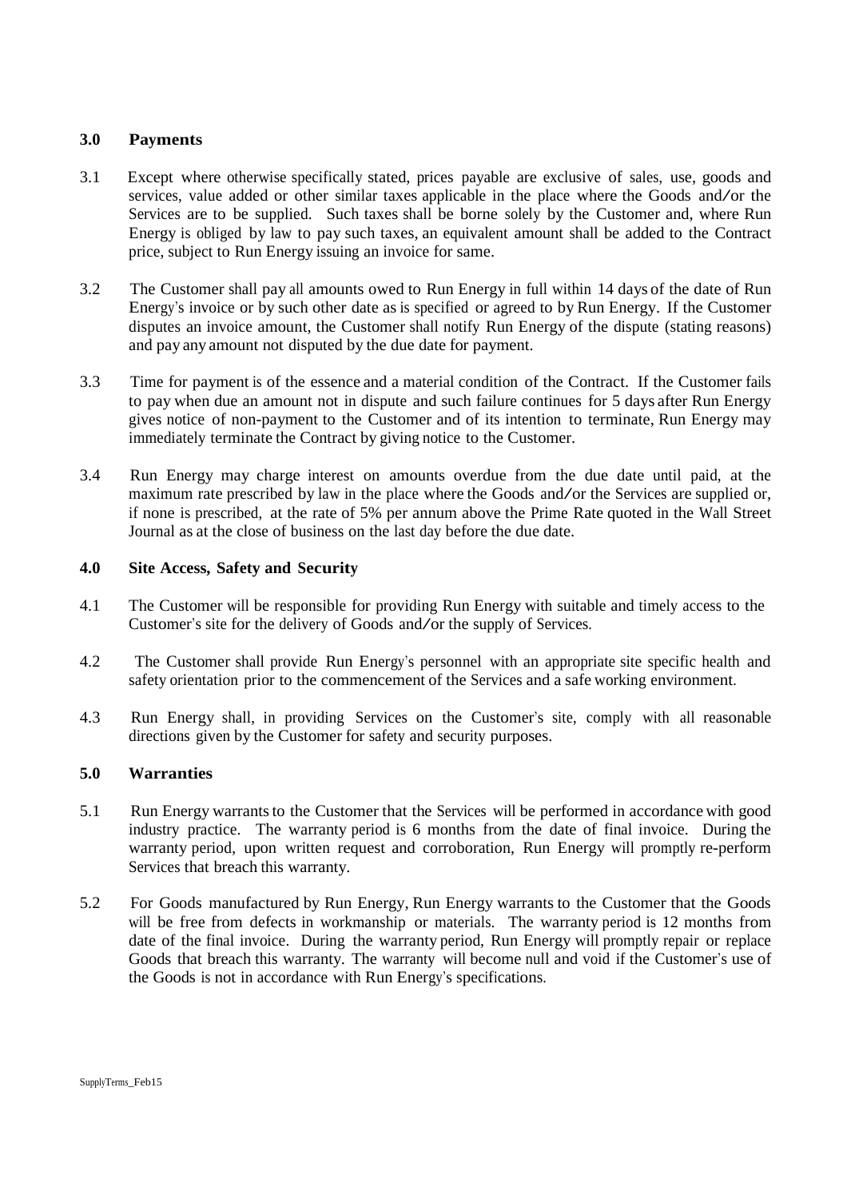## 3.0 Payments

3.1 Except where otherwise specifically stated, prices payable are exclusive of sales, use, goods and services, value added or other similar taxes applicable in the place where the Goods and/or the Services are to be supplied. Such taxes shall be borne solely by the Customer and, where Run Energy is obliged by law to pay such taxes, an equivalent amount shall be added to the Contract price, subject to Run Energy issuing an invoice for same.

3.2 The Customer shall pay all amounts owed to Run Energy in full within 14 days of the date of Run Energy's invoice or by such other date as is specified or agreed to by Run Energy. If the Customer disputes an invoice amount, the Customer shall notify Run Energy of the dispute (stating reasons) and pay any amount not disputed by the due date for payment.

3.3 Time for payment is of the essence and a material condition of the Contract. If the Customer fails to pay when due an amount not in dispute and such failure continues for 5 days after Run Energy gives notice of non-payment to the Customer and of its intention to terminate, Run Energy may immediately terminate the Contract by giving notice to the Customer.

3.4 Run Energy may charge interest on amounts overdue from the due date until paid, at the maximum rate prescribed by law in the place where the Goods and/or the Services are supplied or, if none is prescribed, at the rate of 5% per annum above the Prime Rate quoted in the Wall Street Journal as at the close of business on the last day before the due date.

## 4.0 Site Access, Safety and Security

4.1 The Customer will be responsible for providing Run Energy with suitable and timely access to the Customer's site for the delivery of Goods and/or the supply of Services.

4.2 The Customer shall provide Run Energy's personnel with an appropriate site specific health and safety orientation prior to the commencement of the Services and a safe working environment.

4.3 Run Energy shall, in providing Services on the Customer's site, comply with all reasonable directions given by the Customer for safety and security purposes.

## 5.0 Warranties

5.1 Run Energy warrants to the Customer that the Services will be performed in accordance with good industry practice. The warranty period is 6 months from the date of final invoice. During the warranty period, upon written request and corroboration, Run Energy will promptly re-perform Services that breach this warranty.

5.2 For Goods manufactured by Run Energy, Run Energy warrants to the Customer that the Goods will be free from defects in workmanship or materials. The warranty period is 12 months from date of the final invoice. During the warranty period, Run Energy will promptly repair or replace Goods that breach this warranty. The warranty will become null and void if the Customer's use of the Goods is not in accordance with Run Energy's specifications.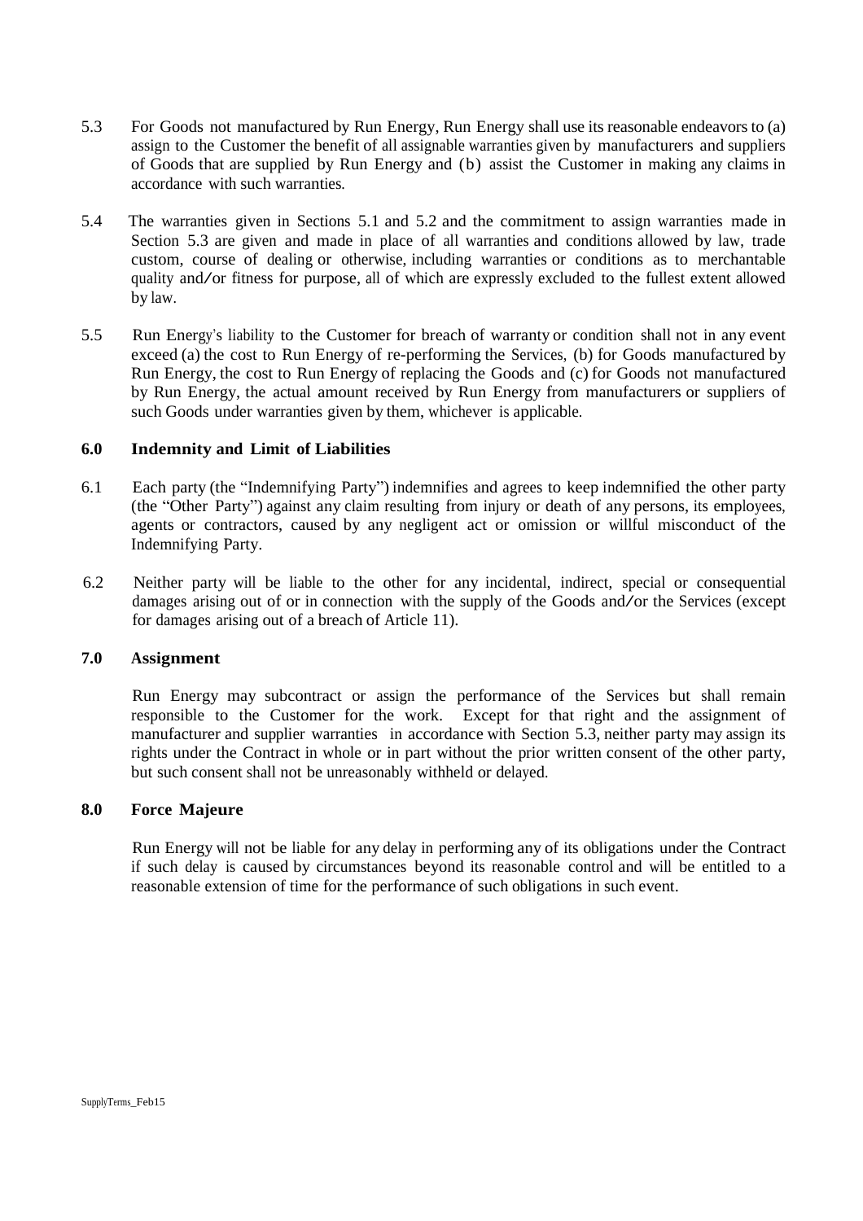5.3 For Goods not manufactured by Run Energy, Run Energy shall use its reasonable endeavors to (a) assign to the Customer the benefit of all assignable warranties given by manufacturers and suppliers of Goods that are supplied by Run Energy and (b) assist the Customer in making any claims in accordance with such warranties.

5.4 The warranties given in Sections 5.1 and 5.2 and the commitment to assign warranties made in Section 5.3 are given and made in place of all warranties and conditions allowed by law, trade custom, course of dealing or otherwise, including warranties or conditions as to merchantable quality and/or fitness for purpose, all of which are expressly excluded to the fullest extent allowed by law.

5.5 Run Energy's liability to the Customer for breach of warranty or condition shall not in any event exceed (a) the cost to Run Energy of re-performing the Services, (b) for Goods manufactured by Run Energy, the cost to Run Energy of replacing the Goods and (c) for Goods not manufactured by Run Energy, the actual amount received by Run Energy from manufacturers or suppliers of such Goods under warranties given by them, whichever is applicable.

## 6.0 Indemnity and Limit of Liabilities

6.1 Each party (the "Indemnifying Party") indemnifies and agrees to keep indemnified the other party (the "Other Party") against any claim resulting from injury or death of any persons, its employees, agents or contractors, caused by any negligent act or omission or willful misconduct of the Indemnifying Party.

6.2 Neither party will be liable to the other for any incidental, indirect, special or consequential damages arising out of or in connection with the supply of the Goods and/or the Services (except for damages arising out of a breach of Article 11).

## 7.0 Assignment

Run Energy may subcontract or assign the performance of the Services but shall remain responsible to the Customer for the work. Except for that right and the assignment of manufacturer and supplier warranties in accordance with Section 5.3, neither party may assign its rights under the Contract in whole or in part without the prior written consent of the other party, but such consent shall not be unreasonably withheld or delayed.

## 8.0 Force Majeure

Run Energy will not be liable for any delay in performing any of its obligations under the Contract if such delay is caused by circumstances beyond its reasonable control and will be entitled to a reasonable extension of time for the performance of such obligations in such event.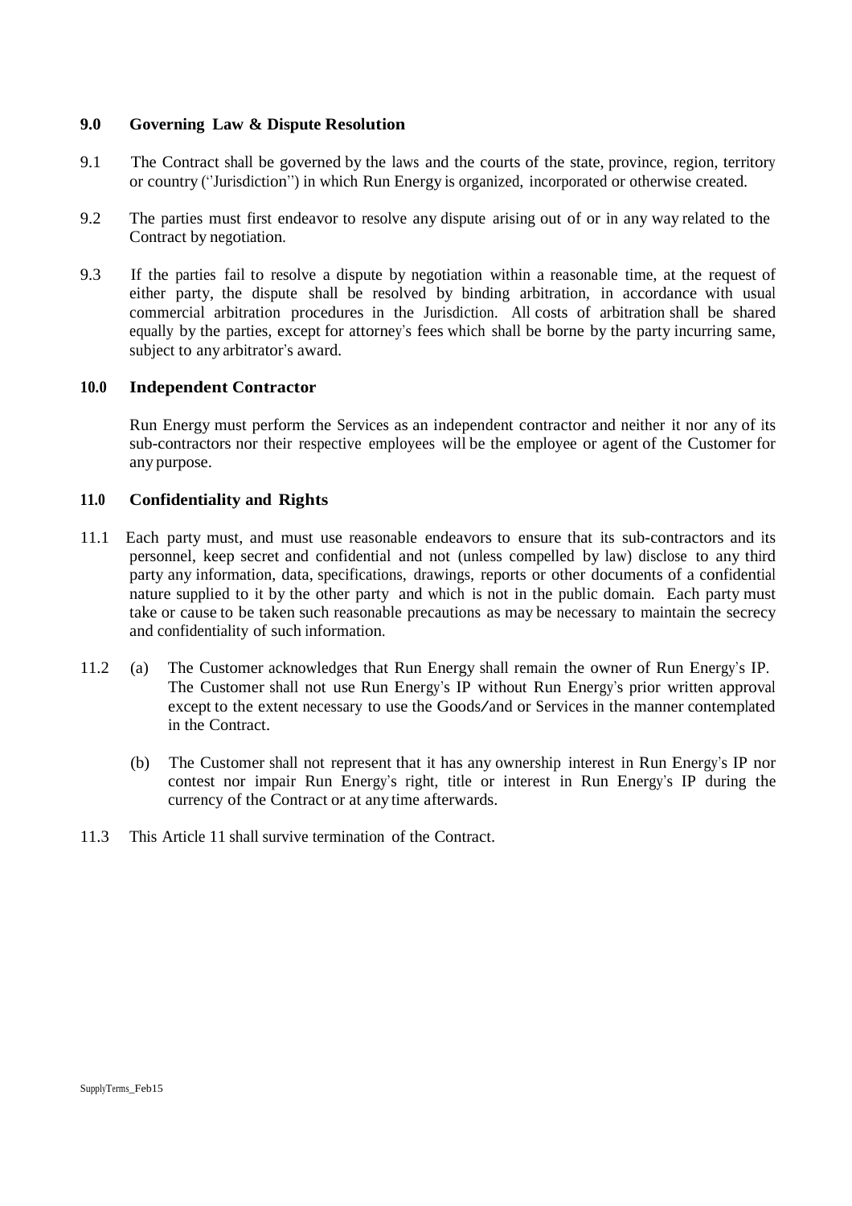## 9.0 Governing Law & Dispute Resolution

9.1 The Contract shall be governed by the laws and the courts of the state, province, region, territory or country (''Jurisdiction'') in which Run Energy is organized, incorporated or otherwise created.

9.2 The parties must first endeavor to resolve any dispute arising out of or in any way related to the Contract by negotiation.

9.3 If the parties fail to resolve a dispute by negotiation within a reasonable time, at the request of either party, the dispute shall be resolved by binding arbitration, in accordance with usual commercial arbitration procedures in the Jurisdiction. All costs of arbitration shall be shared equally by the parties, except for attorney's fees which shall be borne by the party incurring same, subject to any arbitrator's award.

## 10.0 Independent Contractor

Run Energy must perform the Services as an independent contractor and neither it nor any of its sub-contractors nor their respective employees will be the employee or agent of the Customer for any purpose.

## 11.0 Confidentiality and Rights

11.1 Each party must, and must use reasonable endeavors to ensure that its sub-contractors and its personnel, keep secret and confidential and not (unless compelled by law) disclose to any third party any information, data, specifications, drawings, reports or other documents of a confidential nature supplied to it by the other party and which is not in the public domain. Each party must take or cause to be taken such reasonable precautions as may be necessary to maintain the secrecy and confidentiality of such information.

11.2 (a) The Customer acknowledges that Run Energy shall remain the owner of Run Energy's IP. The Customer shall not use Run Energy's IP without Run Energy's prior written approval except to the extent necessary to use the Goods/and or Services in the manner contemplated in the Contract.

(b) The Customer shall not represent that it has any ownership interest in Run Energy's IP nor contest nor impair Run Energy's right, title or interest in Run Energy's IP during the currency of the Contract or at any time afterwards.

11.3 This Article 11 shall survive termination of the Contract.